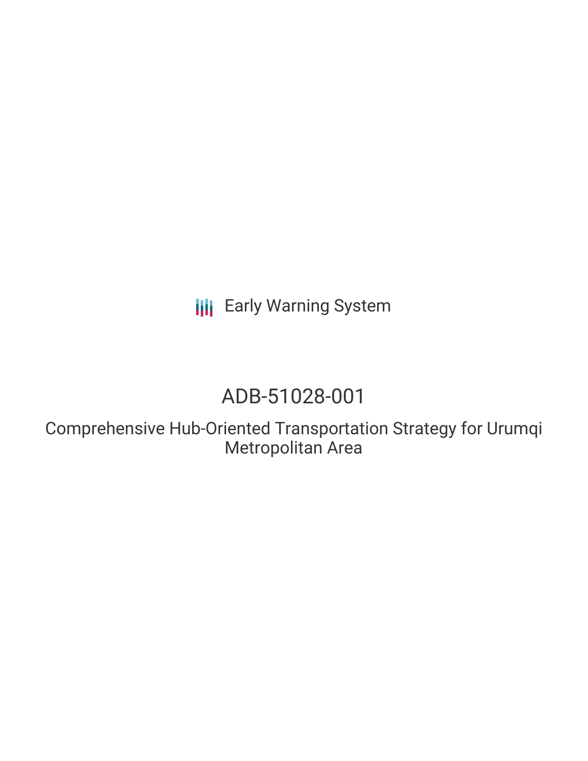Early Warning System

# ADB-51028-001

## Comprehensive Hub-Oriented Transportation Strategy for Urumqi Metropolitan Area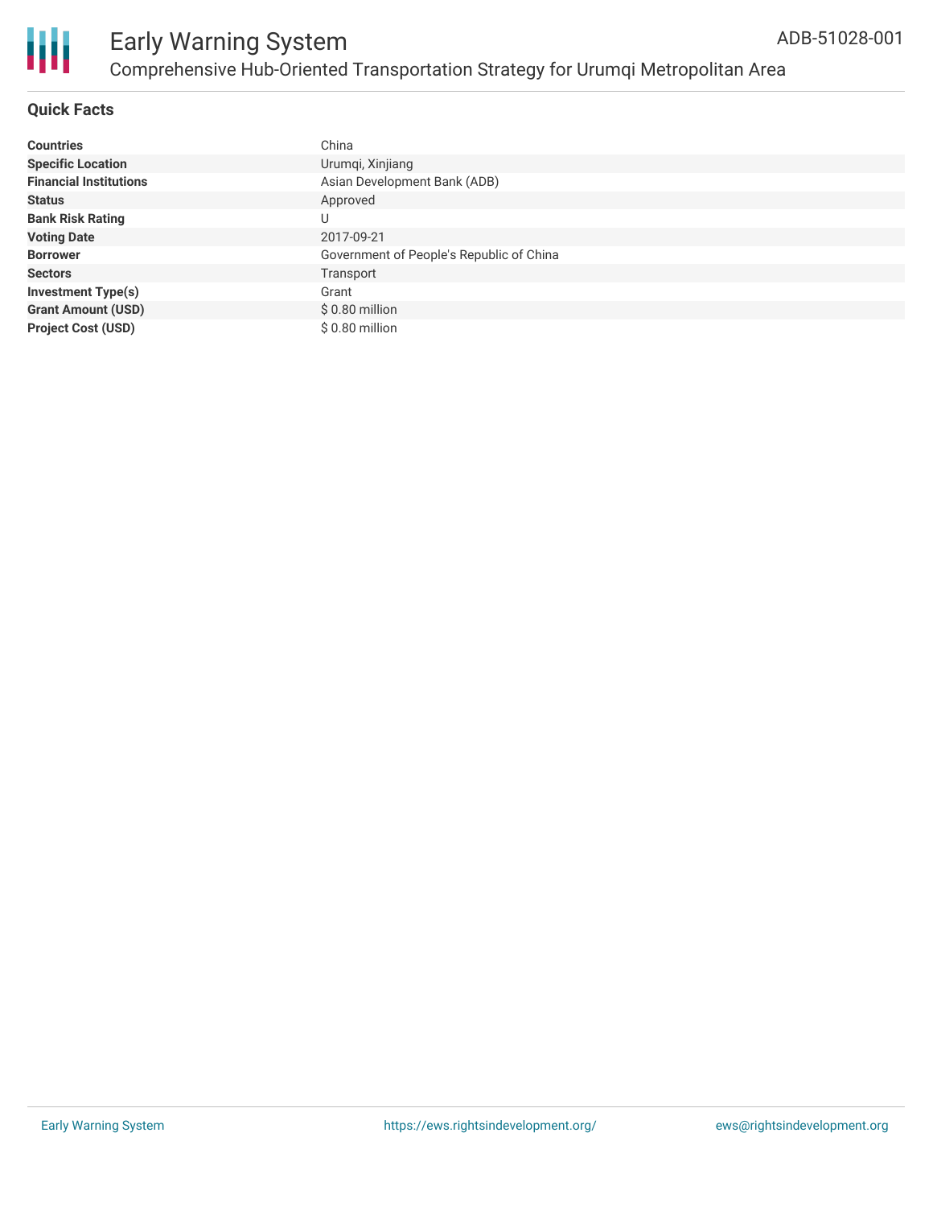# Early Warning System

ADB-51028-001

## Comprehensive Hub-Oriented Transportation Strategy for Urumqi Metropolitan Area

### Quick Facts

| | |
|---|---|
| **Countries** | China |
| **Specific Location** | Urumqi, Xinjiang |
| **Financial Institutions** | Asian Development Bank (ADB) |
| **Status** | Approved |
| **Bank Risk Rating** | U |
| **Voting Date** | 2017-09-21 |
| **Borrower** | Government of People's Republic of China |
| **Sectors** | Transport |
| **Investment Type(s)** | Grant |
| **Grant Amount (USD)** | $ 0.80 million |
| **Project Cost (USD)** | $ 0.80 million |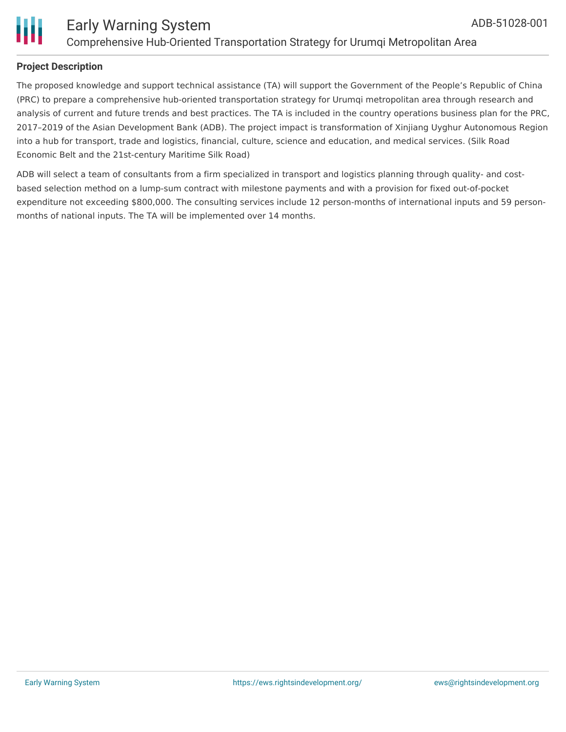## Project Description

The proposed knowledge and support technical assistance (TA) will support the Government of the People's Republic of China (PRC) to prepare a comprehensive hub-oriented transportation strategy for Urumqi metropolitan area through research and analysis of current and future trends and best practices. The TA is included in the country operations business plan for the PRC, 2017–2019 of the Asian Development Bank (ADB). The project impact is transformation of Xinjiang Uyghur Autonomous Region into a hub for transport, trade and logistics, financial, culture, science and education, and medical services. (Silk Road Economic Belt and the 21st-century Maritime Silk Road)

ADB will select a team of consultants from a firm specialized in transport and logistics planning through quality- and cost-based selection method on a lump-sum contract with milestone payments and with a provision for fixed out-of-pocket expenditure not exceeding $800,000. The consulting services include 12 person-months of international inputs and 59 person-months of national inputs. The TA will be implemented over 14 months.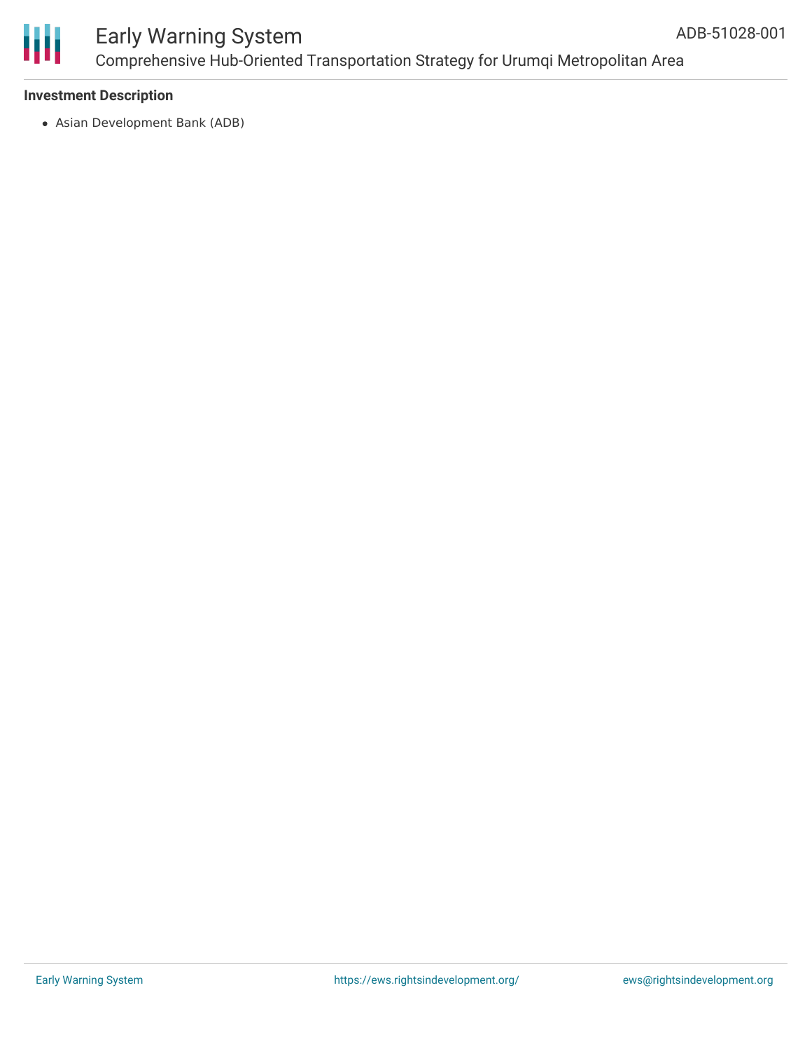### Investment Description

- Asian Development Bank (ADB)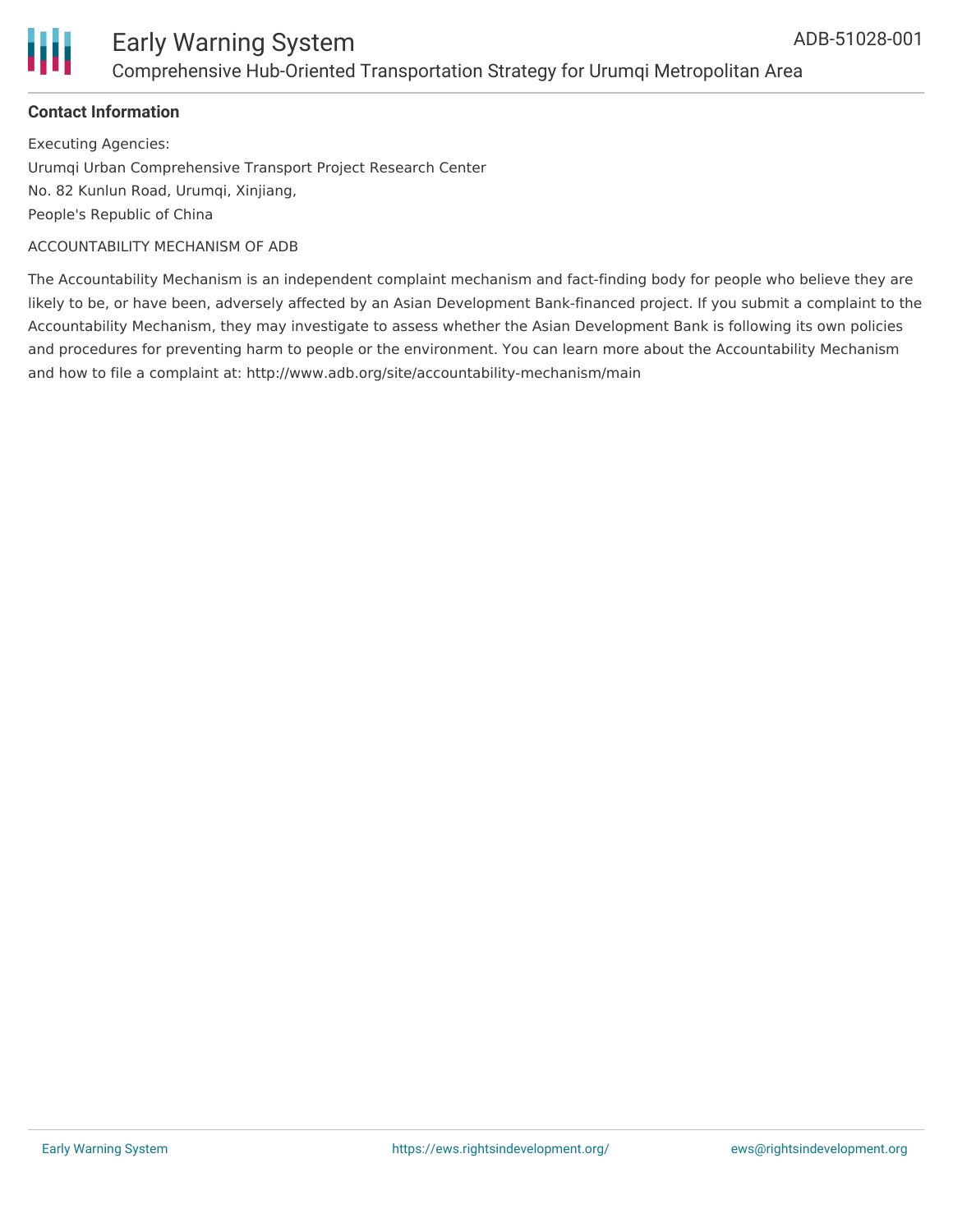**Contact Information**

Executing Agencies:
Urumqi Urban Comprehensive Transport Project Research Center
No. 82 Kunlun Road, Urumqi, Xinjiang,
People's Republic of China

ACCOUNTABILITY MECHANISM OF ADB

The Accountability Mechanism is an independent complaint mechanism and fact-finding body for people who believe they are likely to be, or have been, adversely affected by an Asian Development Bank-financed project. If you submit a complaint to the Accountability Mechanism, they may investigate to assess whether the Asian Development Bank is following its own policies and procedures for preventing harm to people or the environment. You can learn more about the Accountability Mechanism and how to file a complaint at: http://www.adb.org/site/accountability-mechanism/main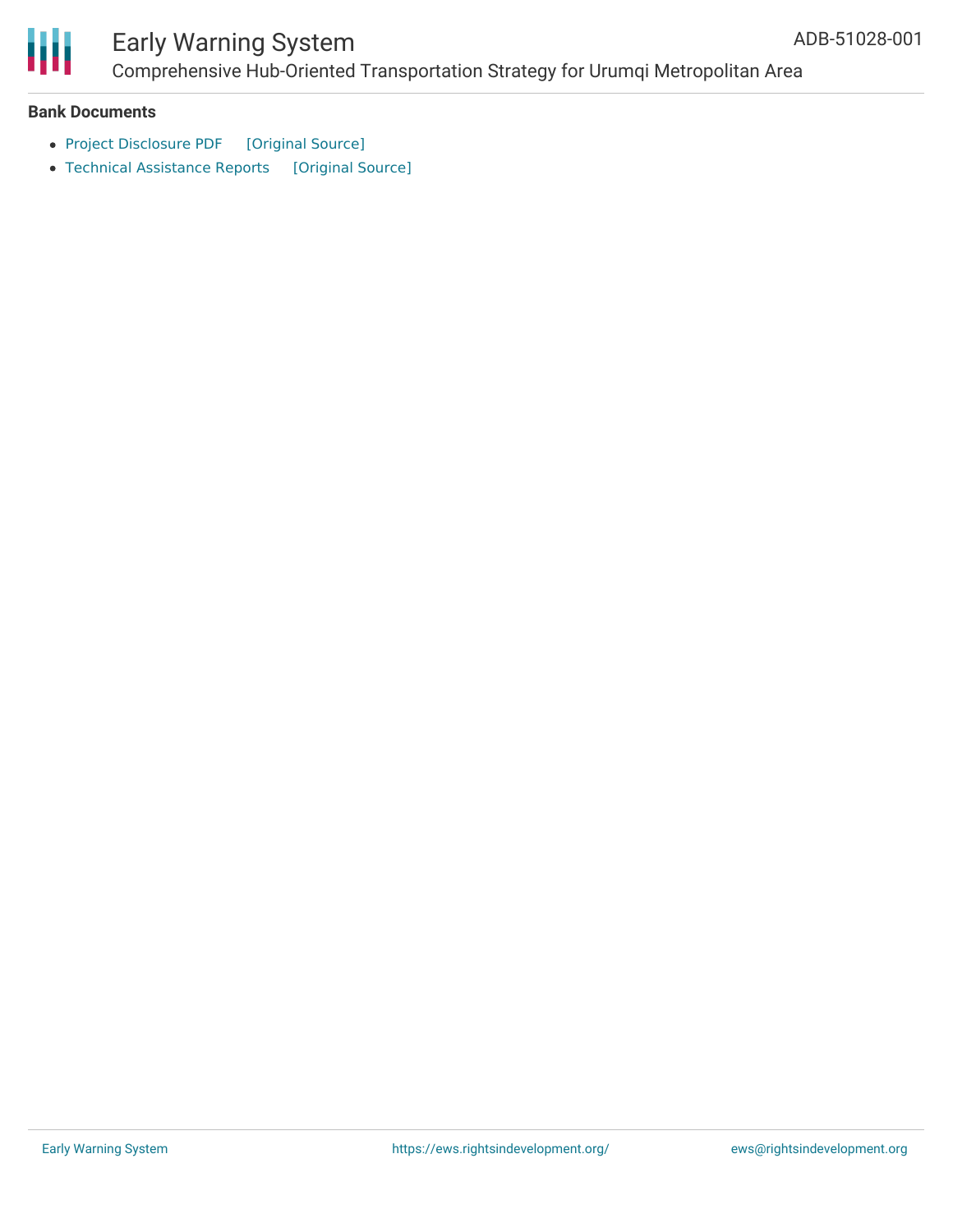**Bank Documents**

- Project Disclosure PDF [Original Source]
- Technical Assistance Reports [Original Source]